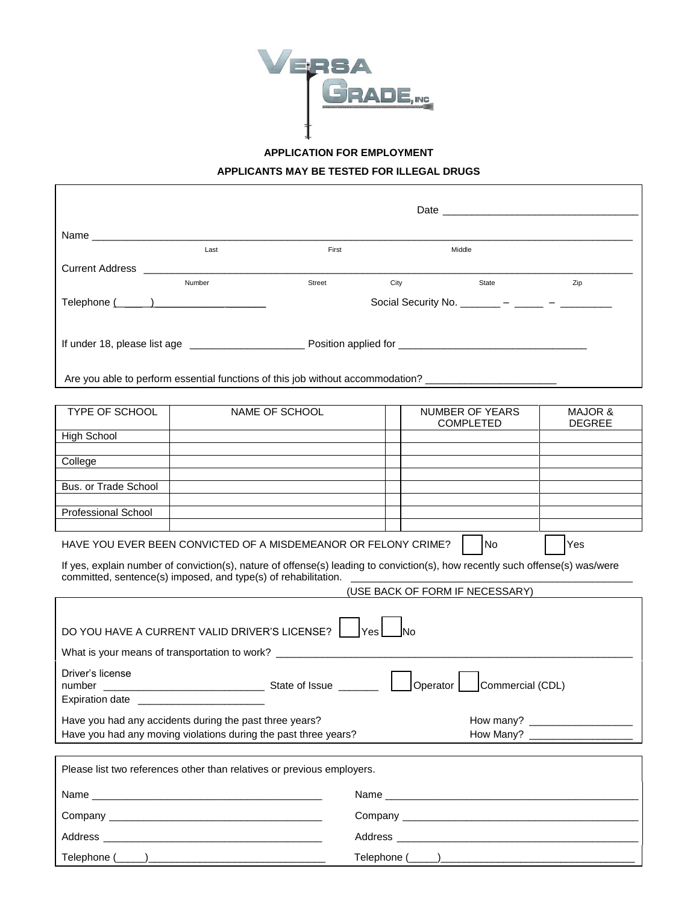VERSA GRADE, INC

**APPLICATION FOR EMPLOYMENT**

**APPLICANTS MAY BE TESTED FOR ILLEGAL DRUGS**

Date ___________________________________

Name ___________________________________________________________________________
Last First Middle

Current Address ______________________________________________________________________
Number Street City State Zip

Telephone (____) ____________________ Social Security No. _______ – _____ – _________

If under 18, please list age ____________________ Position applied for _________________________________

Are you able to perform essential functions of this job without accommodation? ______________________

| TYPE OF SCHOOL | NAME OF SCHOOL | | NUMBER OF YEARS COMPLETED | MAJOR & DEGREE |
|---|---|---|---|---|
| High School | | | | |
| | | | | |
| College | | | | |
| | | | | |
| Bus. or Trade School | | | | |
| | | | | |
| Professional School | | | | |
| | | | | |

HAVE YOU EVER BEEN CONVICTED OF A MISDEMEANOR OR FELONY CRIME? ☐ No ☐ Yes

If yes, explain number of conviction(s), nature of offense(s) leading to conviction(s), how recently such offense(s) was/were committed, sentence(s) imposed, and type(s) of rehabilitation. ____________________________________________
(USE BACK OF FORM IF NECESSARY)

DO YOU HAVE A CURRENT VALID DRIVER'S LICENSE? ☐ Yes ☐ No

What is your means of transportation to work? _______________________________________________________________

Driver's license number ___________________________ State of Issue _______ ☐ Operator ☐ Commercial (CDL)

Expiration date ______________________

Have you had any accidents during the past three years? How many? __________________

Have you had any moving violations during the past three years? How Many? __________________

Please list two references other than relatives or previous employers.

Name ________________________________________ Name _____________________________________________

Company ______________________________________ Company ___________________________________________

Address _______________________________________ Address ____________________________________________

Telephone (_____)_______________________________ Telephone (_____)__________________________________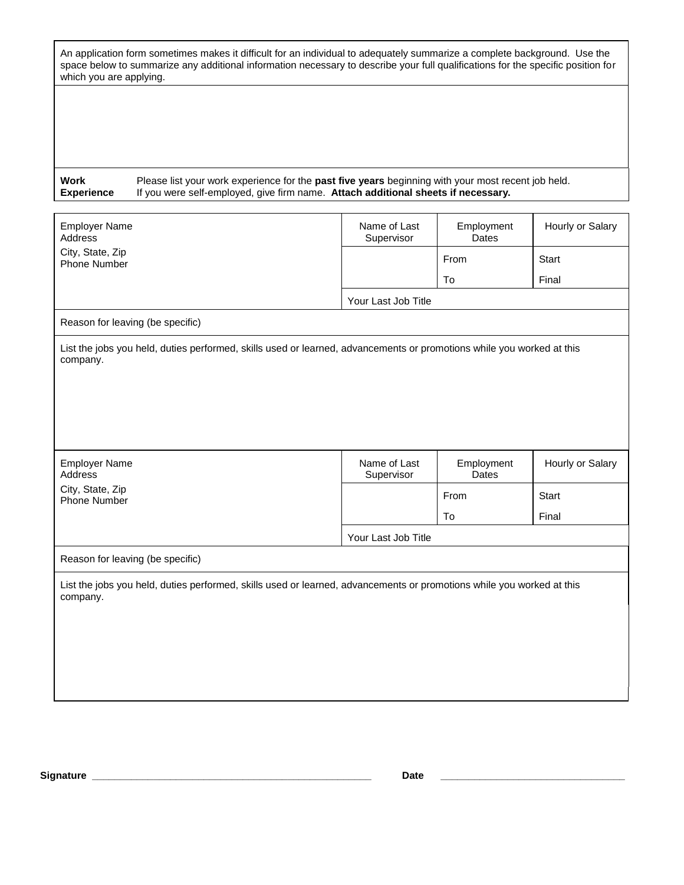An application form sometimes makes it difficult for an individual to adequately summarize a complete background. Use the space below to summarize any additional information necessary to describe your full qualifications for the specific position for which you are applying.

**Work Experience** Please list your work experience for the **past five years** beginning with your most recent job held. If you were self-employed, give firm name. **Attach additional sheets if necessary.**

| Employer Name<br>Address<br>City, State, Zip<br>Phone Number | Name of Last Supervisor | Employment Dates | Hourly or Salary |
|---|---|---|---|
| | | From | Start |
| | | To | Final |
| | Your Last Job Title | | |
| Reason for leaving (be specific) | | | |
| List the jobs you held, duties performed, skills used or learned, advancements or promotions while you worked at this company. | | | |

| Employer Name<br>Address<br>City, State, Zip<br>Phone Number | Name of Last Supervisor | Employment Dates | Hourly or Salary |
|---|---|---|---|
| | | From | Start |
| | | To | Final |
| | Your Last Job Title | | |
| Reason for leaving (be specific) | | | |
| List the jobs you held, duties performed, skills used or learned, advancements or promotions while you worked at this company. | | | |

**Signature** ______________________________________________ **Date** ________________________________